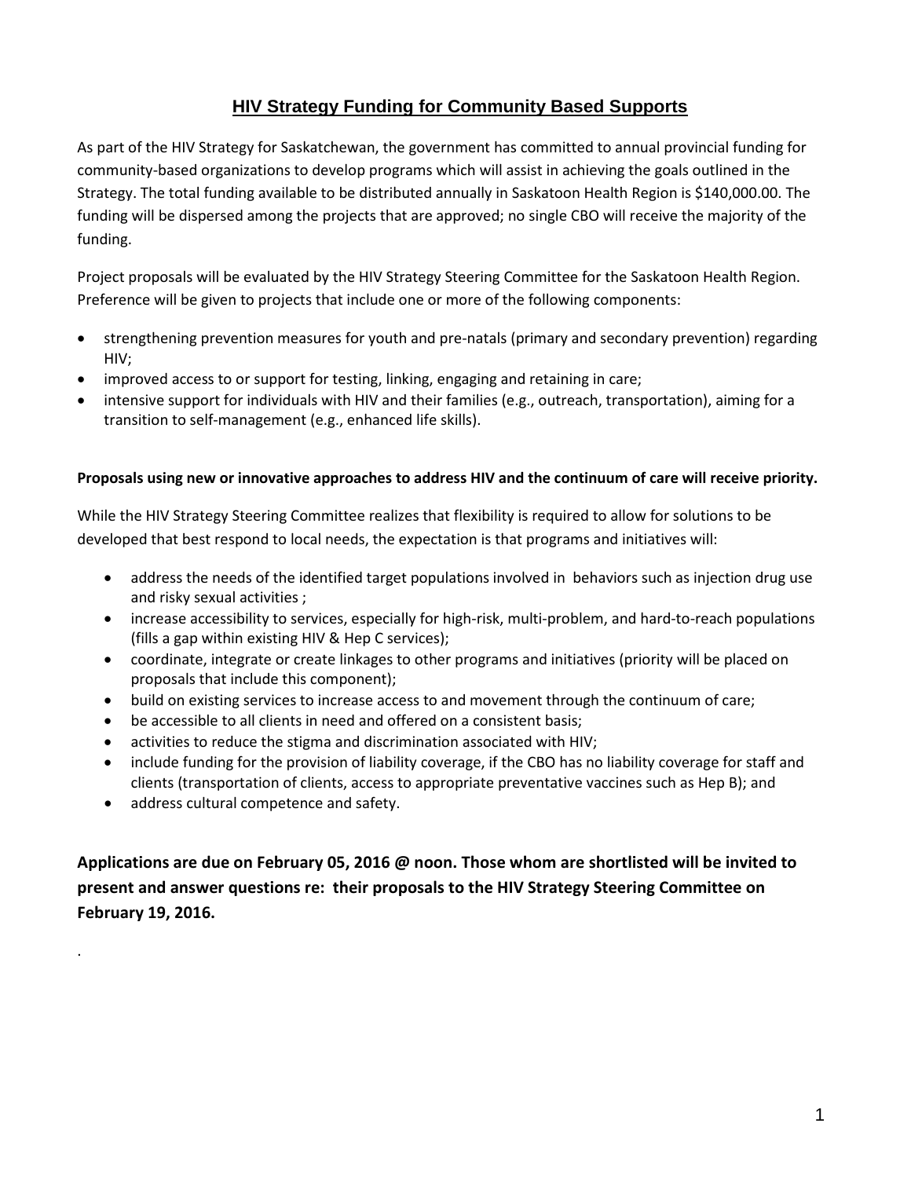# HIV Strategy Funding for Community Based Supports

As part of the HIV Strategy for Saskatchewan, the government has committed to annual provincial funding for community-based organizations to develop programs which will assist in achieving the goals outlined in the Strategy. The total funding available to be distributed annually in Saskatoon Health Region is $140,000.00. The funding will be dispersed among the projects that are approved; no single CBO will receive the majority of the funding.

Project proposals will be evaluated by the HIV Strategy Steering Committee for the Saskatoon Health Region. Preference will be given to projects that include one or more of the following components:

- strengthening prevention measures for youth and pre-natals (primary and secondary prevention) regarding HIV;
- improved access to or support for testing, linking, engaging and retaining in care;
- intensive support for individuals with HIV and their families (e.g., outreach, transportation), aiming for a transition to self-management (e.g., enhanced life skills).

**Proposals using new or innovative approaches to address HIV and the continuum of care will receive priority.**

While the HIV Strategy Steering Committee realizes that flexibility is required to allow for solutions to be developed that best respond to local needs, the expectation is that programs and initiatives will:

- address the needs of the identified target populations involved in behaviors such as injection drug use and risky sexual activities ;
- increase accessibility to services, especially for high-risk, multi-problem, and hard-to-reach populations (fills a gap within existing HIV & Hep C services);
- coordinate, integrate or create linkages to other programs and initiatives (priority will be placed on proposals that include this component);
- build on existing services to increase access to and movement through the continuum of care;
- be accessible to all clients in need and offered on a consistent basis;
- activities to reduce the stigma and discrimination associated with HIV;
- include funding for the provision of liability coverage, if the CBO has no liability coverage for staff and clients (transportation of clients, access to appropriate preventative vaccines such as Hep B); and
- address cultural competence and safety.

**Applications are due on February 05, 2016 @ noon. Those whom are shortlisted will be invited to present and answer questions re: their proposals to the HIV Strategy Steering Committee on February 19, 2016.**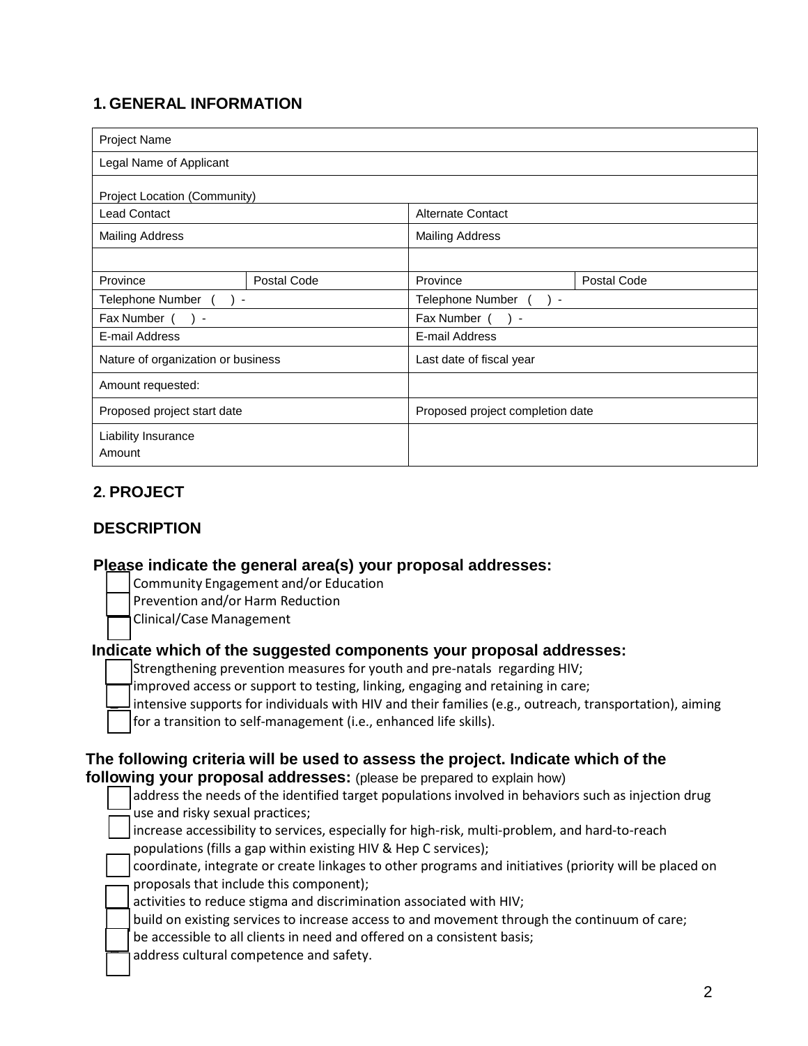## 1. GENERAL INFORMATION

| | | | |
|---|---|---|---|
| Project Name | | | |
| Legal Name of Applicant | | | |
| Project Location (Community) | | | |
| Lead Contact | | Alternate Contact | |
| Mailing Address | | Mailing Address | |
| | | | |
| Province | Postal Code | Province | Postal Code |
| Telephone Number ( ) - | | Telephone Number ( ) - | |
| Fax Number ( ) - | | Fax Number ( ) - | |
| E-mail Address | | E-mail Address | |
| Nature of organization or business | | Last date of fiscal year | |
| Amount requested: | | | |
| Proposed project start date | | Proposed project completion date | |
| Liability Insurance Amount | | | |

## 2. PROJECT DESCRIPTION

**Please indicate the general area(s) your proposal addresses:**

- ☐ Community Engagement and/or Education
- ☐ Prevention and/or Harm Reduction
- ☐ Clinical/Case Management

**Indicate which of the suggested components your proposal addresses:**

- ☐ Strengthening prevention measures for youth and pre-natals regarding HIV;
- ☐ improved access or support to testing, linking, engaging and retaining in care;
- ☐ intensive supports for individuals with HIV and their families (e.g., outreach, transportation), aiming for a transition to self-management (i.e., enhanced life skills).

**The following criteria will be used to assess the project. Indicate which of the following your proposal addresses:** (please be prepared to explain how)

- ☐ address the needs of the identified target populations involved in behaviors such as injection drug use and risky sexual practices;
- ☐ increase accessibility to services, especially for high-risk, multi-problem, and hard-to-reach populations (fills a gap within existing HIV & Hep C services);
- ☐ coordinate, integrate or create linkages to other programs and initiatives (priority will be placed on proposals that include this component);
- ☐ activities to reduce stigma and discrimination associated with HIV;
- ☐ build on existing services to increase access to and movement through the continuum of care;
- ☐ be accessible to all clients in need and offered on a consistent basis;
- ☐ address cultural competence and safety.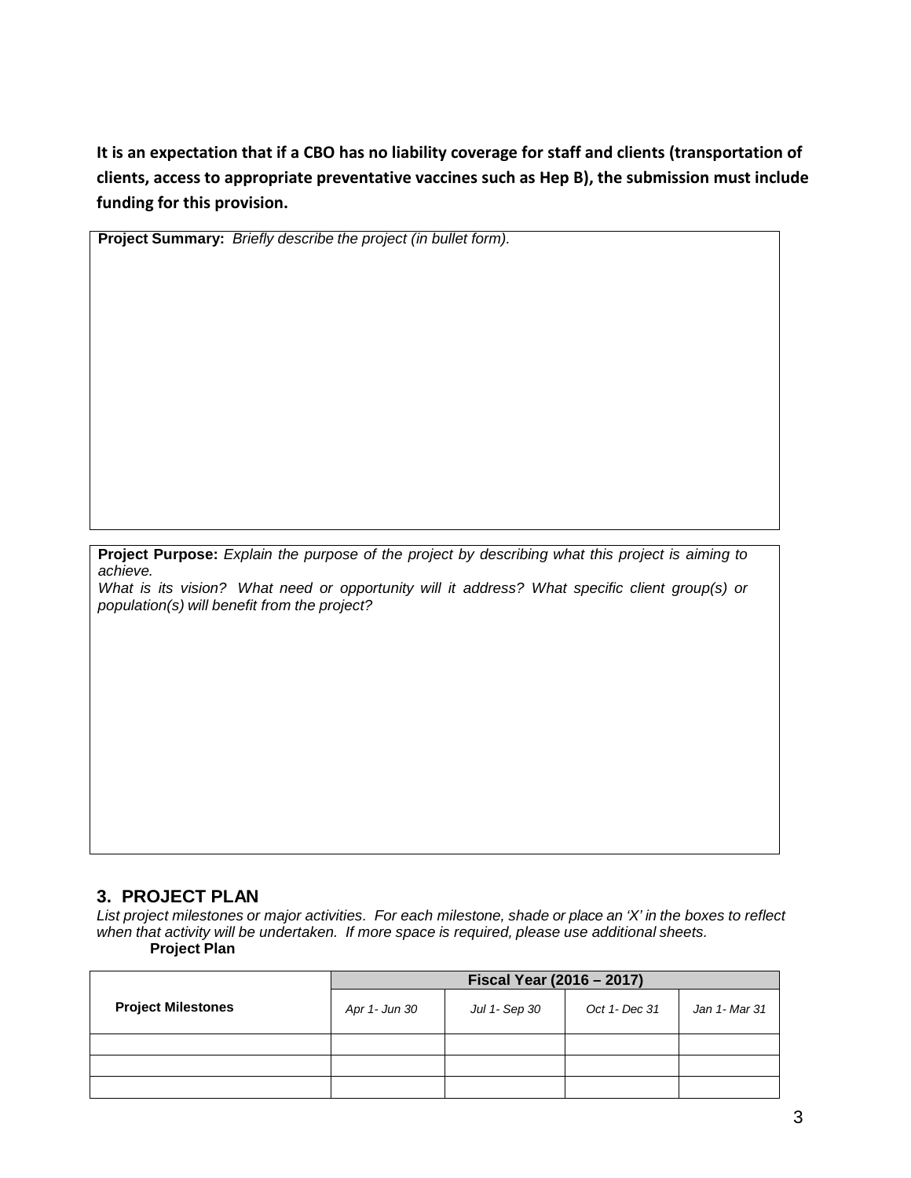**It is an expectation that if a CBO has no liability coverage for staff and clients (transportation of clients, access to appropriate preventative vaccines such as Hep B), the submission must include funding for this provision.**

**Project Summary:** *Briefly describe the project (in bullet form).*

**Project Purpose:** *Explain the purpose of the project by describing what this project is aiming to achieve.*
*What is its vision? What need or opportunity will it address? What specific client group(s) or population(s) will benefit from the project?*

## 3. PROJECT PLAN

*List project milestones or major activities. For each milestone, shade or place an 'X' in the boxes to reflect when that activity will be undertaken. If more space is required, please use additional sheets.*

**Project Plan**

| | **Fiscal Year (2016 – 2017)** | | | |
|---|---|---|---|---|
| **Project Milestones** | *Apr 1- Jun 30* | *Jul 1- Sep 30* | *Oct 1- Dec 31* | *Jan 1- Mar 31* |
| | | | | |
| | | | | |
| | | | | |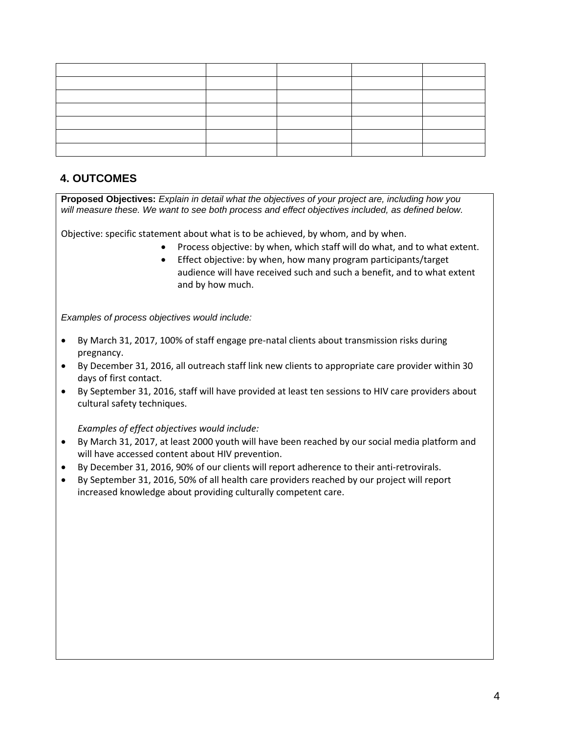| | | | | |
|---|---|---|---|---|
| | | | | |
| | | | | |
| | | | | |
| | | | | |
| | | | | |
| | | | | |

## 4. OUTCOMES

**Proposed Objectives:** *Explain in detail what the objectives of your project are, including how you will measure these. We want to see both process and effect objectives included, as defined below.*

Objective: specific statement about what is to be achieved, by whom, and by when.

- Process objective: by when, which staff will do what, and to what extent.
- Effect objective: by when, how many program participants/target audience will have received such and such a benefit, and to what extent and by how much.

*Examples of process objectives would include:*

- By March 31, 2017, 100% of staff engage pre-natal clients about transmission risks during pregnancy.
- By December 31, 2016, all outreach staff link new clients to appropriate care provider within 30 days of first contact.
- By September 31, 2016, staff will have provided at least ten sessions to HIV care providers about cultural safety techniques.

*Examples of effect objectives would include:*

- By March 31, 2017, at least 2000 youth will have been reached by our social media platform and will have accessed content about HIV prevention.
- By December 31, 2016, 90% of our clients will report adherence to their anti-retrovirals.
- By September 31, 2016, 50% of all health care providers reached by our project will report increased knowledge about providing culturally competent care.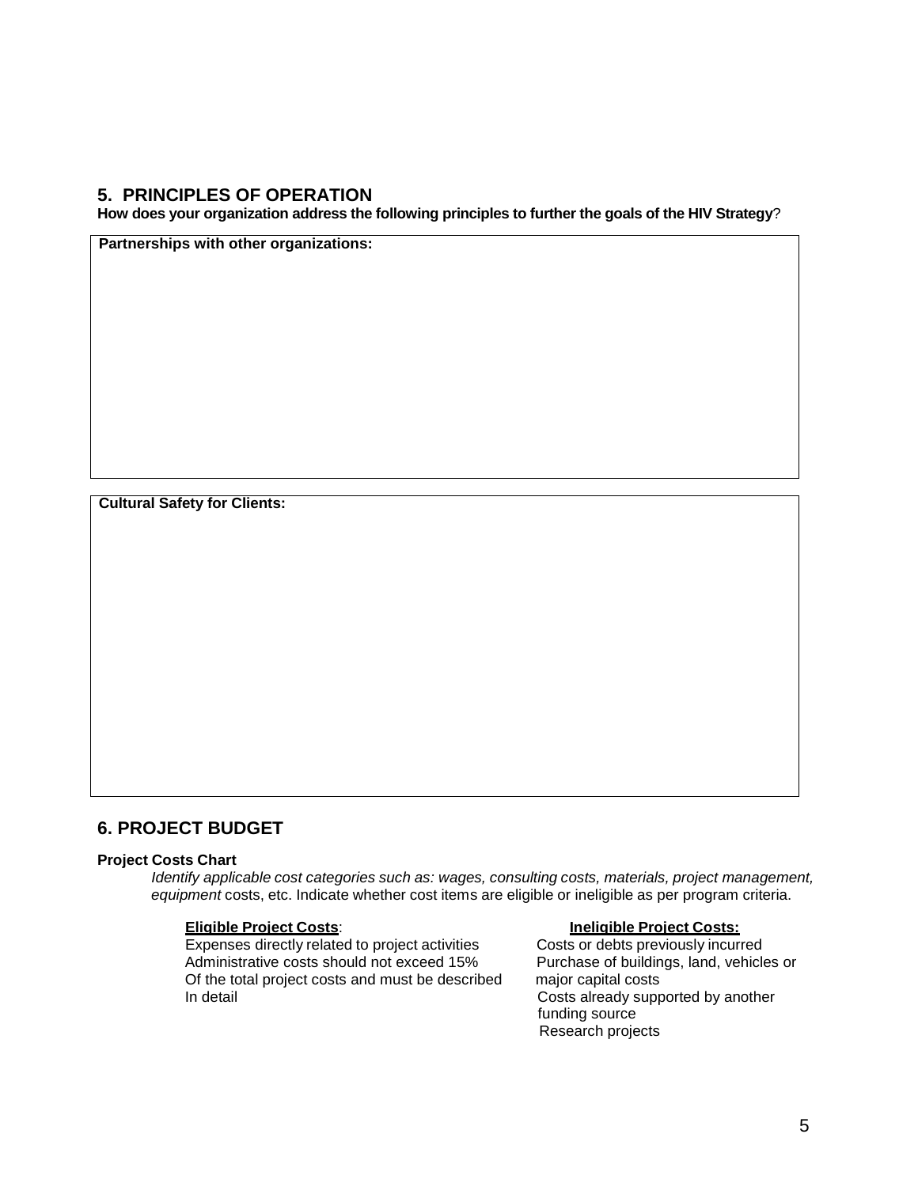## 5. PRINCIPLES OF OPERATION

**How does your organization address the following principles to further the goals of the HIV Strategy?**

**Partnerships with other organizations:**

**Cultural Safety for Clients:**

## 6. PROJECT BUDGET

**Project Costs Chart**

*Identify applicable cost categories such as: wages, consulting costs, materials, project management, equipment* costs, etc. Indicate whether cost items are eligible or ineligible as per program criteria.

**Eligible Project Costs**:

Expenses directly related to project activities
Administrative costs should not exceed 15%
Of the total project costs and must be described
In detail

**Ineligible Project Costs:**

Costs or debts previously incurred
Purchase of buildings, land, vehicles or major capital costs
Costs already supported by another funding source
Research projects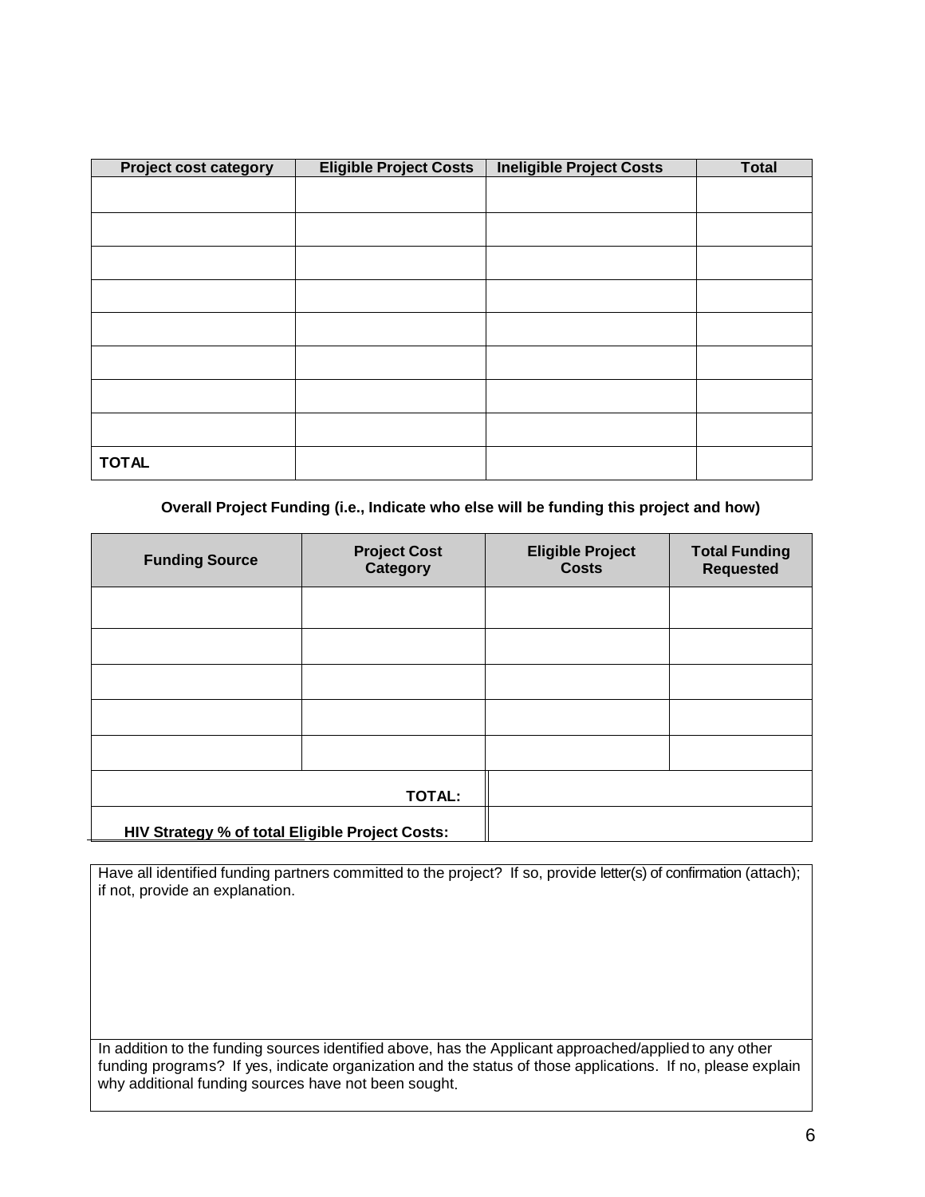| Project cost category | Eligible Project Costs | Ineligible Project Costs | Total |
|---|---|---|---|
| | | | |
| | | | |
| | | | |
| | | | |
| | | | |
| | | | |
| | | | |
| | | | |
| **TOTAL** | | | |

**Overall Project Funding (i.e., Indicate who else will be funding this project and how)**

| Funding Source | Project Cost Category | Eligible Project Costs | Total Funding Requested |
|---|---|---|---|
| | | | |
| | | | |
| | | | |
| | | | |
| | | | |
| | **TOTAL:** | | |
| | **HIV Strategy % of total Eligible Project Costs:** | | |

| Have all identified funding partners committed to the project? If so, provide letter(s) of confirmation (attach); if not, provide an explanation. |
|---|
| In addition to the funding sources identified above, has the Applicant approached/applied to any other funding programs? If yes, indicate organization and the status of those applications. If no, please explain why additional funding sources have not been sought. |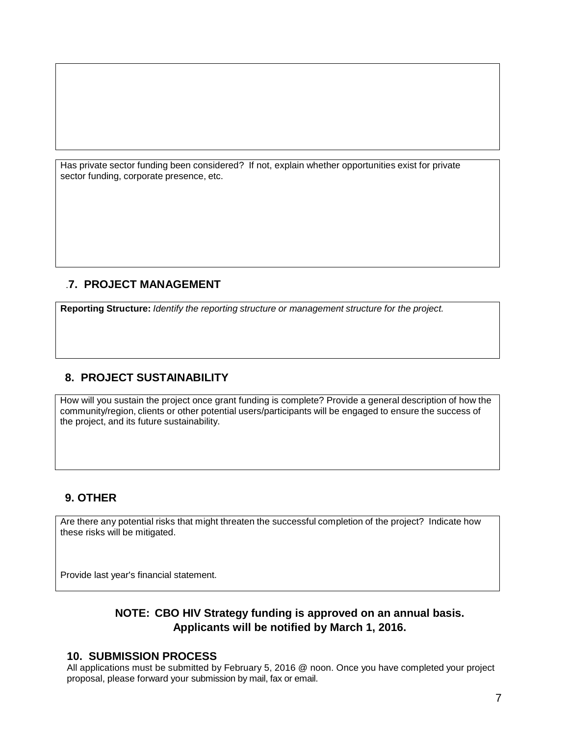Has private sector funding been considered? If not, explain whether opportunities exist for private sector funding, corporate presence, etc.

## .7. PROJECT MANAGEMENT

**Reporting Structure:** *Identify the reporting structure or management structure for the project.*

## 8. PROJECT SUSTAINABILITY

How will you sustain the project once grant funding is complete? Provide a general description of how the community/region, clients or other potential users/participants will be engaged to ensure the success of the project, and its future sustainability.

## 9. OTHER

Are there any potential risks that might threaten the successful completion of the project? Indicate how these risks will be mitigated.

Provide last year's financial statement.

**NOTE: CBO HIV Strategy funding is approved on an annual basis. Applicants will be notified by March 1, 2016.**

## 10. SUBMISSION PROCESS

All applications must be submitted by February 5, 2016 @ noon. Once you have completed your project proposal, please forward your submission by mail, fax or email.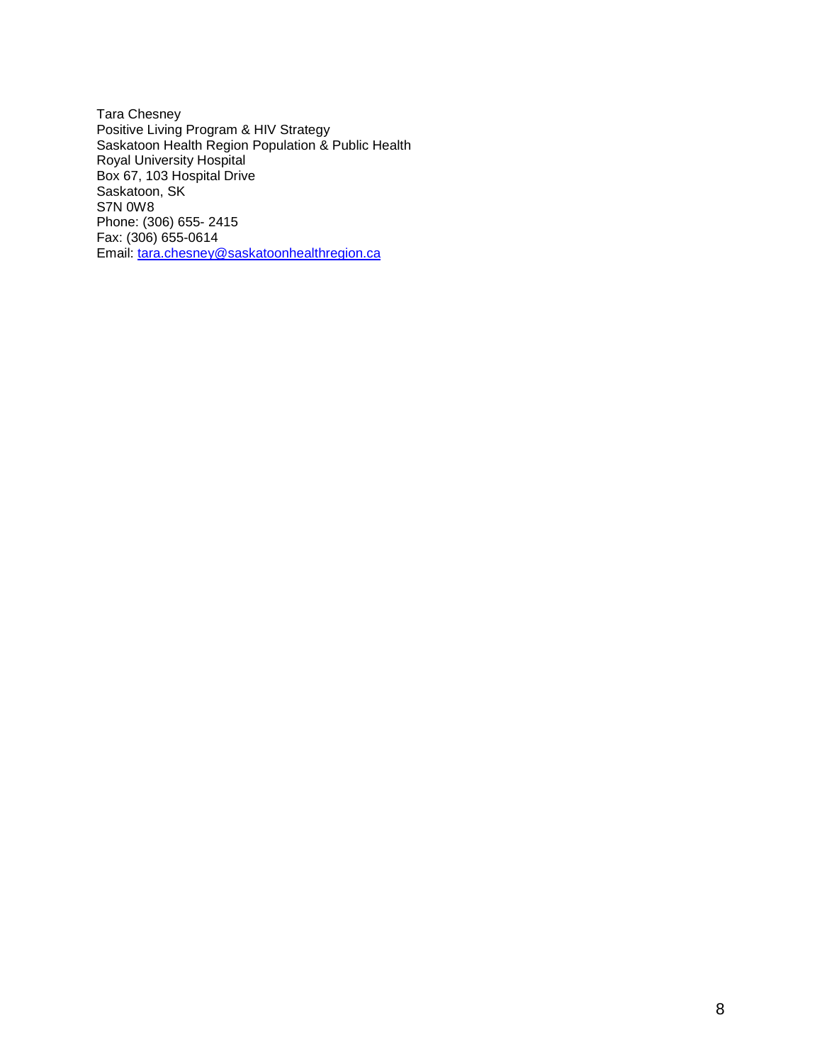Tara Chesney
Positive Living Program & HIV Strategy
Saskatoon Health Region Population & Public Health
Royal University Hospital
Box 67, 103 Hospital Drive
Saskatoon, SK
S7N 0W8
Phone: (306) 655- 2415
Fax: (306) 655-0614
Email: tara.chesney@saskatoonhealthregion.ca